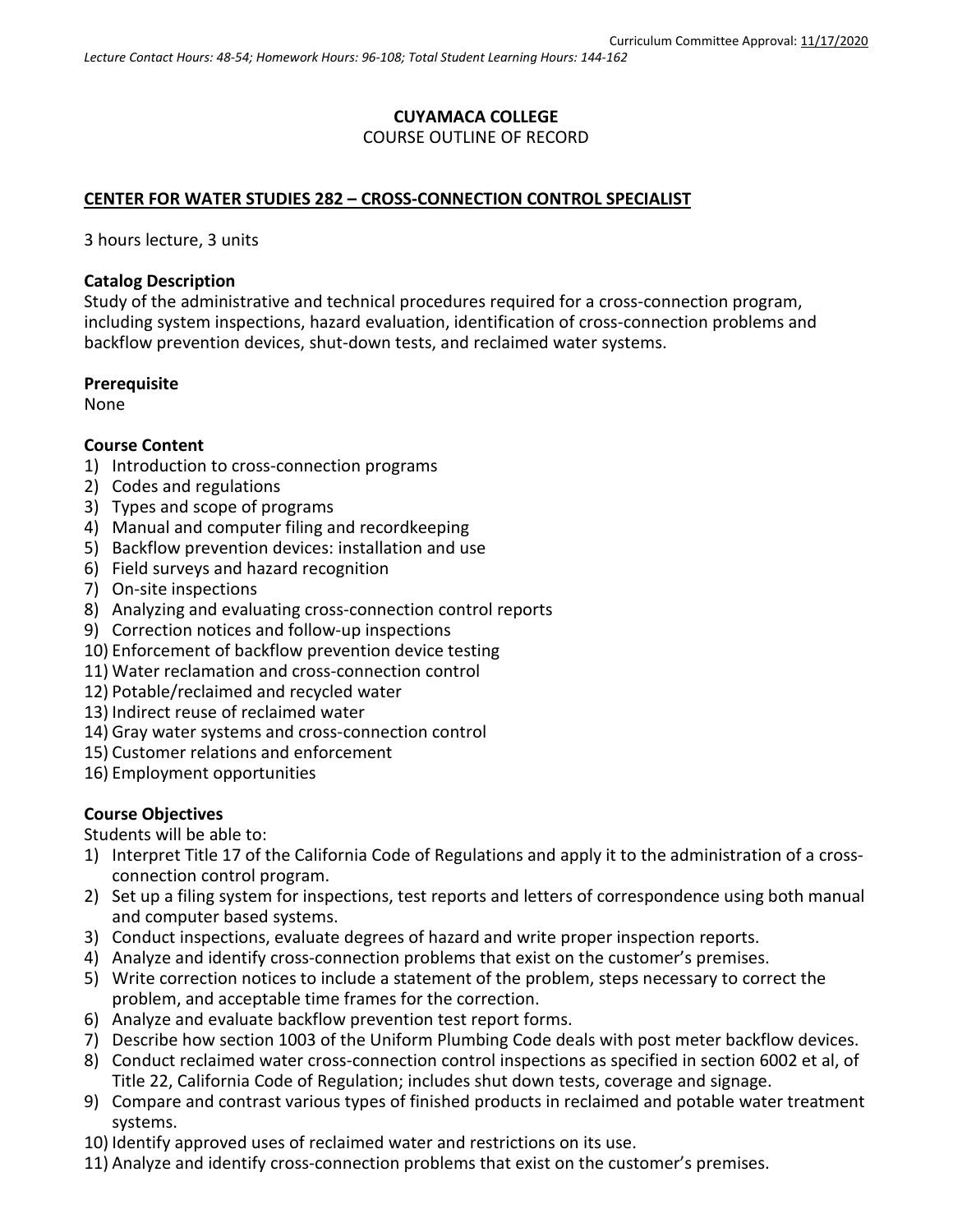Curriculum Committee Approval: 11/17/2020

*Lecture Contact Hours: 48-54; Homework Hours: 96-108; Total Student Learning Hours: 144-162*

**CUYAMACA COLLEGE**
COURSE OUTLINE OF RECORD

**CENTER FOR WATER STUDIES 282 – CROSS-CONNECTION CONTROL SPECIALIST**

3 hours lecture, 3 units

**Catalog Description**
Study of the administrative and technical procedures required for a cross-connection program, including system inspections, hazard evaluation, identification of cross-connection problems and backflow prevention devices, shut-down tests, and reclaimed water systems.

**Prerequisite**
None

**Course Content**
1) Introduction to cross-connection programs
2) Codes and regulations
3) Types and scope of programs
4) Manual and computer filing and recordkeeping
5) Backflow prevention devices: installation and use
6) Field surveys and hazard recognition
7) On-site inspections
8) Analyzing and evaluating cross-connection control reports
9) Correction notices and follow-up inspections
10) Enforcement of backflow prevention device testing
11) Water reclamation and cross-connection control
12) Potable/reclaimed and recycled water
13) Indirect reuse of reclaimed water
14) Gray water systems and cross-connection control
15) Customer relations and enforcement
16) Employment opportunities

**Course Objectives**
Students will be able to:
1) Interpret Title 17 of the California Code of Regulations and apply it to the administration of a cross-connection control program.
2) Set up a filing system for inspections, test reports and letters of correspondence using both manual and computer based systems.
3) Conduct inspections, evaluate degrees of hazard and write proper inspection reports.
4) Analyze and identify cross-connection problems that exist on the customer's premises.
5) Write correction notices to include a statement of the problem, steps necessary to correct the problem, and acceptable time frames for the correction.
6) Analyze and evaluate backflow prevention test report forms.
7) Describe how section 1003 of the Uniform Plumbing Code deals with post meter backflow devices.
8) Conduct reclaimed water cross-connection control inspections as specified in section 6002 et al, of Title 22, California Code of Regulation; includes shut down tests, coverage and signage.
9) Compare and contrast various types of finished products in reclaimed and potable water treatment systems.
10) Identify approved uses of reclaimed water and restrictions on its use.
11) Analyze and identify cross-connection problems that exist on the customer's premises.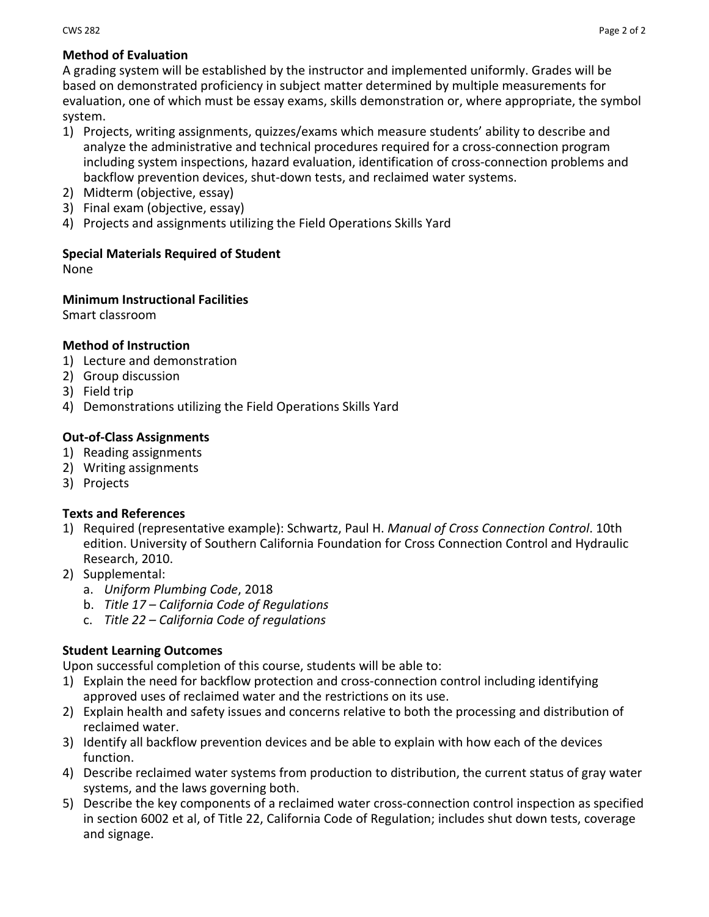**Method of Evaluation**

A grading system will be established by the instructor and implemented uniformly. Grades will be based on demonstrated proficiency in subject matter determined by multiple measurements for evaluation, one of which must be essay exams, skills demonstration or, where appropriate, the symbol system.

1) Projects, writing assignments, quizzes/exams which measure students' ability to describe and analyze the administrative and technical procedures required for a cross-connection program including system inspections, hazard evaluation, identification of cross-connection problems and backflow prevention devices, shut-down tests, and reclaimed water systems.
2) Midterm (objective, essay)
3) Final exam (objective, essay)
4) Projects and assignments utilizing the Field Operations Skills Yard

**Special Materials Required of Student**

None

**Minimum Instructional Facilities**

Smart classroom

**Method of Instruction**

1) Lecture and demonstration
2) Group discussion
3) Field trip
4) Demonstrations utilizing the Field Operations Skills Yard

**Out-of-Class Assignments**

1) Reading assignments
2) Writing assignments
3) Projects

**Texts and References**

1) Required (representative example): Schwartz, Paul H. *Manual of Cross Connection Control*. 10th edition. University of Southern California Foundation for Cross Connection Control and Hydraulic Research, 2010.
2) Supplemental:
   a. *Uniform Plumbing Code*, 2018
   b. *Title 17 – California Code of Regulations*
   c. *Title 22 – California Code of regulations*

**Student Learning Outcomes**

Upon successful completion of this course, students will be able to:

1) Explain the need for backflow protection and cross-connection control including identifying approved uses of reclaimed water and the restrictions on its use.
2) Explain health and safety issues and concerns relative to both the processing and distribution of reclaimed water.
3) Identify all backflow prevention devices and be able to explain with how each of the devices function.
4) Describe reclaimed water systems from production to distribution, the current status of gray water systems, and the laws governing both.
5) Describe the key components of a reclaimed water cross-connection control inspection as specified in section 6002 et al, of Title 22, California Code of Regulation; includes shut down tests, coverage and signage.